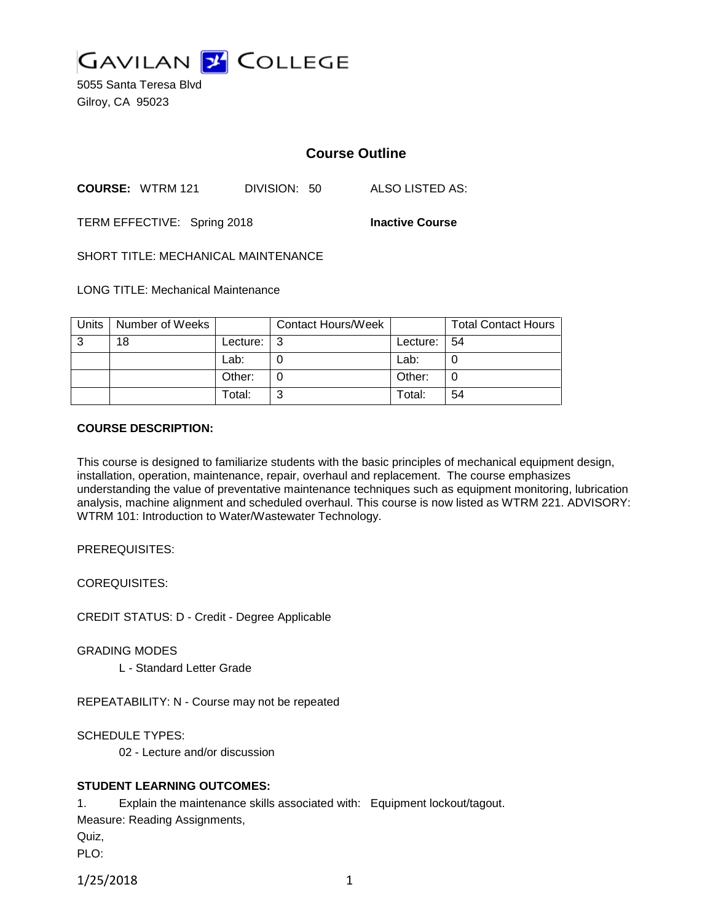# GAVILAN COLLEGE

5055 Santa Teresa Blvd
Gilroy, CA 95023

## Course Outline

**COURSE:** WTRM 121 DIVISION: 50 ALSO LISTED AS:

TERM EFFECTIVE: Spring 2018 **Inactive Course**

SHORT TITLE: MECHANICAL MAINTENANCE

LONG TITLE: Mechanical Maintenance

| Units | Number of Weeks | | Contact Hours/Week | | Total Contact Hours |
|---|---|---|---|---|---|
| 3 | 18 | Lecture: | 3 | Lecture: | 54 |
| | | Lab: | 0 | Lab: | 0 |
| | | Other: | 0 | Other: | 0 |
| | | Total: | 3 | Total: | 54 |

**COURSE DESCRIPTION:**

This course is designed to familiarize students with the basic principles of mechanical equipment design, installation, operation, maintenance, repair, overhaul and replacement. The course emphasizes understanding the value of preventative maintenance techniques such as equipment monitoring, lubrication analysis, machine alignment and scheduled overhaul. This course is now listed as WTRM 221. ADVISORY: WTRM 101: Introduction to Water/Wastewater Technology.

PREREQUISITES:

COREQUISITES:

CREDIT STATUS: D - Credit - Degree Applicable

GRADING MODES

L - Standard Letter Grade

REPEATABILITY: N - Course may not be repeated

SCHEDULE TYPES:

02 - Lecture and/or discussion

**STUDENT LEARNING OUTCOMES:**

1. Explain the maintenance skills associated with: Equipment lockout/tagout.

Measure: Reading Assignments,
Quiz,
PLO: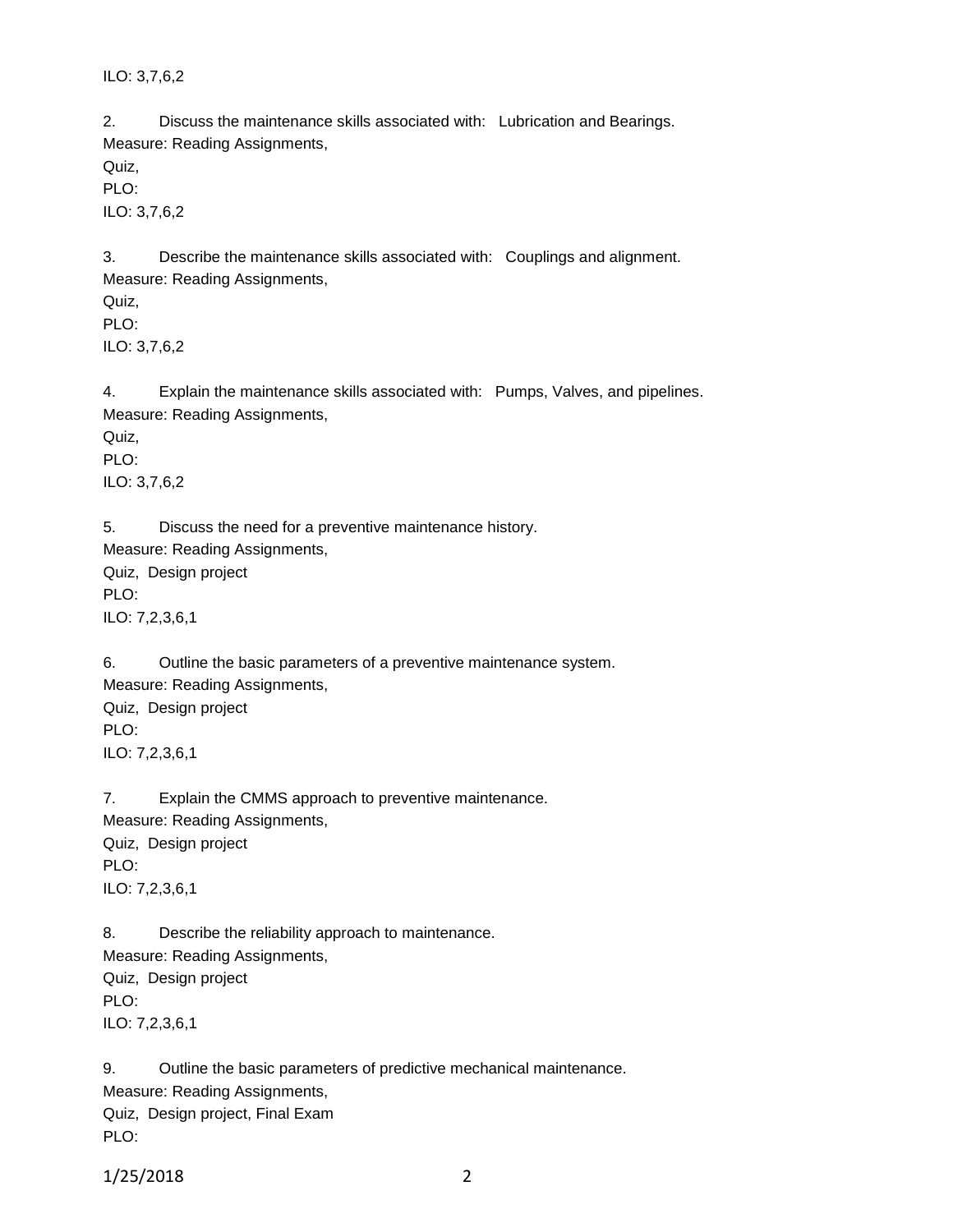ILO: 3,7,6,2

2. Discuss the maintenance skills associated with: Lubrication and Bearings.
Measure: Reading Assignments,
Quiz,
PLO:
ILO: 3,7,6,2

3. Describe the maintenance skills associated with: Couplings and alignment.
Measure: Reading Assignments,
Quiz,
PLO:
ILO: 3,7,6,2

4. Explain the maintenance skills associated with: Pumps, Valves, and pipelines.
Measure: Reading Assignments,
Quiz,
PLO:
ILO: 3,7,6,2

5. Discuss the need for a preventive maintenance history.
Measure: Reading Assignments,
Quiz, Design project
PLO:
ILO: 7,2,3,6,1

6. Outline the basic parameters of a preventive maintenance system.
Measure: Reading Assignments,
Quiz, Design project
PLO:
ILO: 7,2,3,6,1

7. Explain the CMMS approach to preventive maintenance.
Measure: Reading Assignments,
Quiz, Design project
PLO:
ILO: 7,2,3,6,1

8. Describe the reliability approach to maintenance.
Measure: Reading Assignments,
Quiz, Design project
PLO:
ILO: 7,2,3,6,1

9. Outline the basic parameters of predictive mechanical maintenance.
Measure: Reading Assignments,
Quiz, Design project, Final Exam
PLO: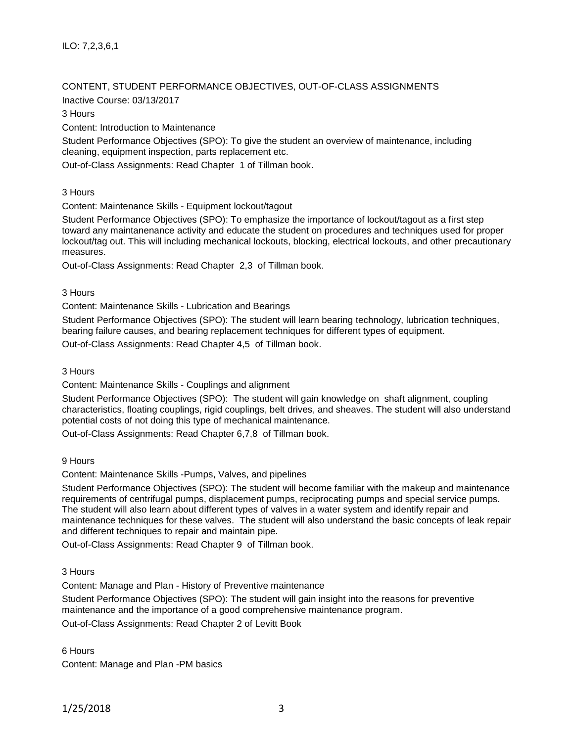ILO: 7,2,3,6,1

CONTENT, STUDENT PERFORMANCE OBJECTIVES, OUT-OF-CLASS ASSIGNMENTS

Inactive Course: 03/13/2017

3 Hours

Content: Introduction to Maintenance

Student Performance Objectives (SPO): To give the student an overview of maintenance, including cleaning, equipment inspection, parts replacement etc.

Out-of-Class Assignments: Read Chapter 1 of Tillman book.

3 Hours

Content: Maintenance Skills - Equipment lockout/tagout

Student Performance Objectives (SPO): To emphasize the importance of lockout/tagout as a first step toward any maintanenance activity and educate the student on procedures and techniques used for proper lockout/tag out. This will including mechanical lockouts, blocking, electrical lockouts, and other precautionary measures.

Out-of-Class Assignments: Read Chapter 2,3 of Tillman book.

3 Hours

Content: Maintenance Skills - Lubrication and Bearings

Student Performance Objectives (SPO): The student will learn bearing technology, lubrication techniques, bearing failure causes, and bearing replacement techniques for different types of equipment.

Out-of-Class Assignments: Read Chapter 4,5 of Tillman book.

3 Hours

Content: Maintenance Skills - Couplings and alignment

Student Performance Objectives (SPO): The student will gain knowledge on shaft alignment, coupling characteristics, floating couplings, rigid couplings, belt drives, and sheaves. The student will also understand potential costs of not doing this type of mechanical maintenance.

Out-of-Class Assignments: Read Chapter 6,7,8 of Tillman book.

9 Hours

Content: Maintenance Skills -Pumps, Valves, and pipelines

Student Performance Objectives (SPO): The student will become familiar with the makeup and maintenance requirements of centrifugal pumps, displacement pumps, reciprocating pumps and special service pumps. The student will also learn about different types of valves in a water system and identify repair and maintenance techniques for these valves. The student will also understand the basic concepts of leak repair and different techniques to repair and maintain pipe.

Out-of-Class Assignments: Read Chapter 9 of Tillman book.

3 Hours

Content: Manage and Plan - History of Preventive maintenance

Student Performance Objectives (SPO): The student will gain insight into the reasons for preventive maintenance and the importance of a good comprehensive maintenance program.

Out-of-Class Assignments: Read Chapter 2 of Levitt Book

6 Hours

Content: Manage and Plan -PM basics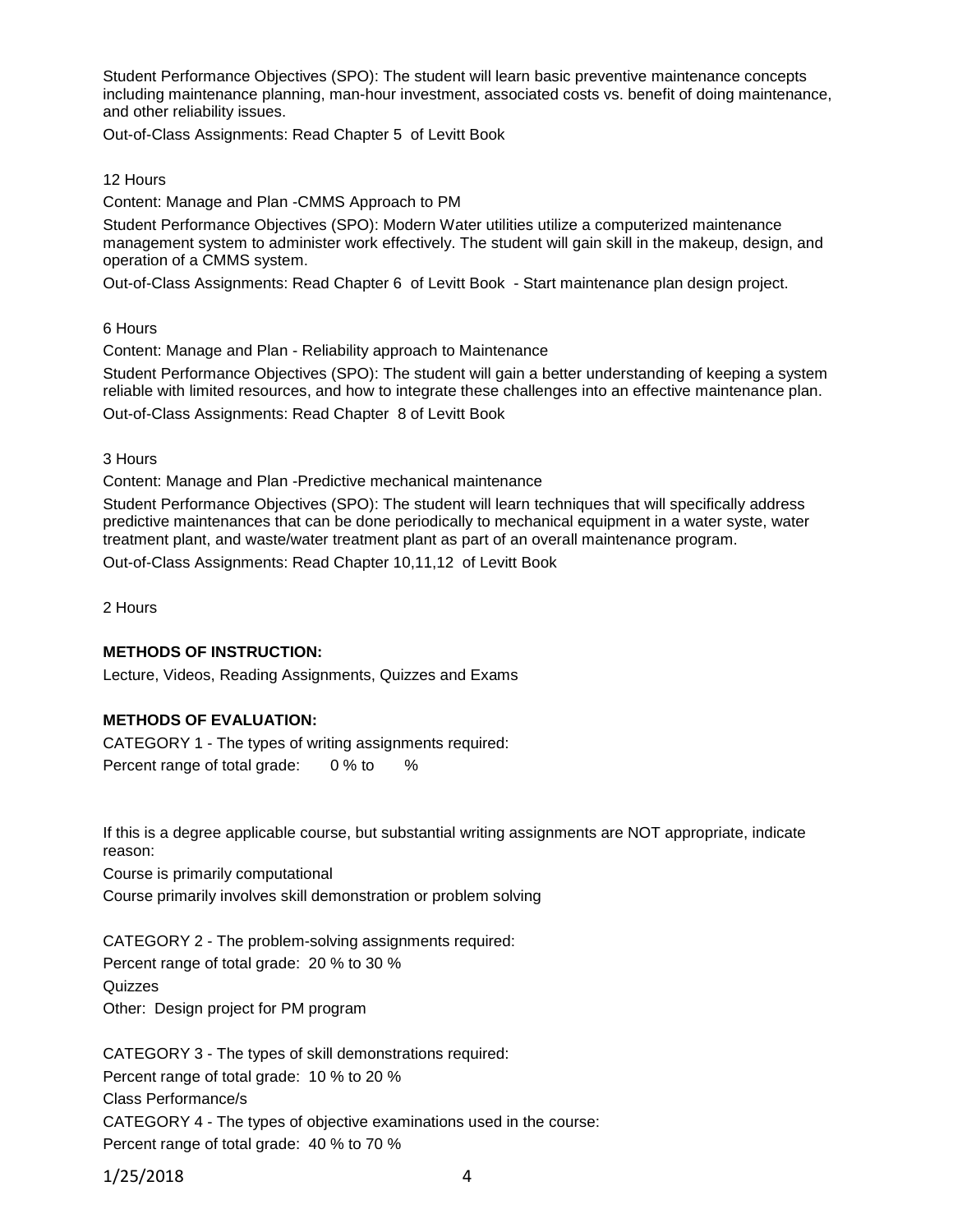Student Performance Objectives (SPO): The student will learn basic preventive maintenance concepts including maintenance planning, man-hour investment, associated costs vs. benefit of doing maintenance, and other reliability issues.

Out-of-Class Assignments: Read Chapter 5 of Levitt Book

12 Hours

Content: Manage and Plan -CMMS Approach to PM

Student Performance Objectives (SPO): Modern Water utilities utilize a computerized maintenance management system to administer work effectively. The student will gain skill in the makeup, design, and operation of a CMMS system.

Out-of-Class Assignments: Read Chapter 6 of Levitt Book - Start maintenance plan design project.

6 Hours

Content: Manage and Plan - Reliability approach to Maintenance

Student Performance Objectives (SPO): The student will gain a better understanding of keeping a system reliable with limited resources, and how to integrate these challenges into an effective maintenance plan.

Out-of-Class Assignments: Read Chapter 8 of Levitt Book

3 Hours

Content: Manage and Plan -Predictive mechanical maintenance

Student Performance Objectives (SPO): The student will learn techniques that will specifically address predictive maintenances that can be done periodically to mechanical equipment in a water syste, water treatment plant, and waste/water treatment plant as part of an overall maintenance program.

Out-of-Class Assignments: Read Chapter 10,11,12 of Levitt Book

2 Hours

**METHODS OF INSTRUCTION:**

Lecture, Videos, Reading Assignments, Quizzes and Exams

**METHODS OF EVALUATION:**

CATEGORY 1 - The types of writing assignments required:

Percent range of total grade: 0 % to %

If this is a degree applicable course, but substantial writing assignments are NOT appropriate, indicate reason:

Course is primarily computational

Course primarily involves skill demonstration or problem solving

CATEGORY 2 - The problem-solving assignments required:

Percent range of total grade: 20 % to 30 %

Quizzes

Other: Design project for PM program

CATEGORY 3 - The types of skill demonstrations required:

Percent range of total grade: 10 % to 20 %

Class Performance/s

CATEGORY 4 - The types of objective examinations used in the course:

Percent range of total grade: 40 % to 70 %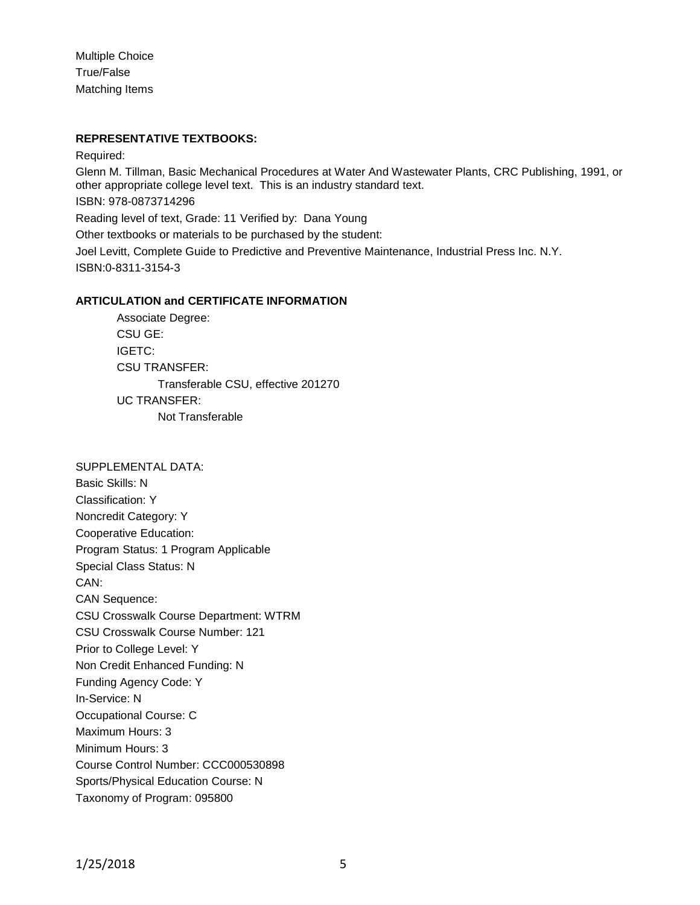Multiple Choice
True/False
Matching Items

**REPRESENTATIVE TEXTBOOKS:**

Required:

Glenn M. Tillman, Basic Mechanical Procedures at Water And Wastewater Plants, CRC Publishing, 1991, or other appropriate college level text. This is an industry standard text.

ISBN: 978-0873714296

Reading level of text, Grade: 11 Verified by: Dana Young

Other textbooks or materials to be purchased by the student:

Joel Levitt, Complete Guide to Predictive and Preventive Maintenance, Industrial Press Inc. N.Y.

ISBN:0-8311-3154-3

**ARTICULATION and CERTIFICATE INFORMATION**

Associate Degree:
CSU GE:
IGETC:
CSU TRANSFER:
  Transferable CSU, effective 201270
UC TRANSFER:
  Not Transferable

SUPPLEMENTAL DATA:
Basic Skills: N
Classification: Y
Noncredit Category: Y
Cooperative Education:
Program Status: 1 Program Applicable
Special Class Status: N
CAN:
CAN Sequence:
CSU Crosswalk Course Department: WTRM
CSU Crosswalk Course Number: 121
Prior to College Level: Y
Non Credit Enhanced Funding: N
Funding Agency Code: Y
In-Service: N
Occupational Course: C
Maximum Hours: 3
Minimum Hours: 3
Course Control Number: CCC000530898
Sports/Physical Education Course: N
Taxonomy of Program: 095800